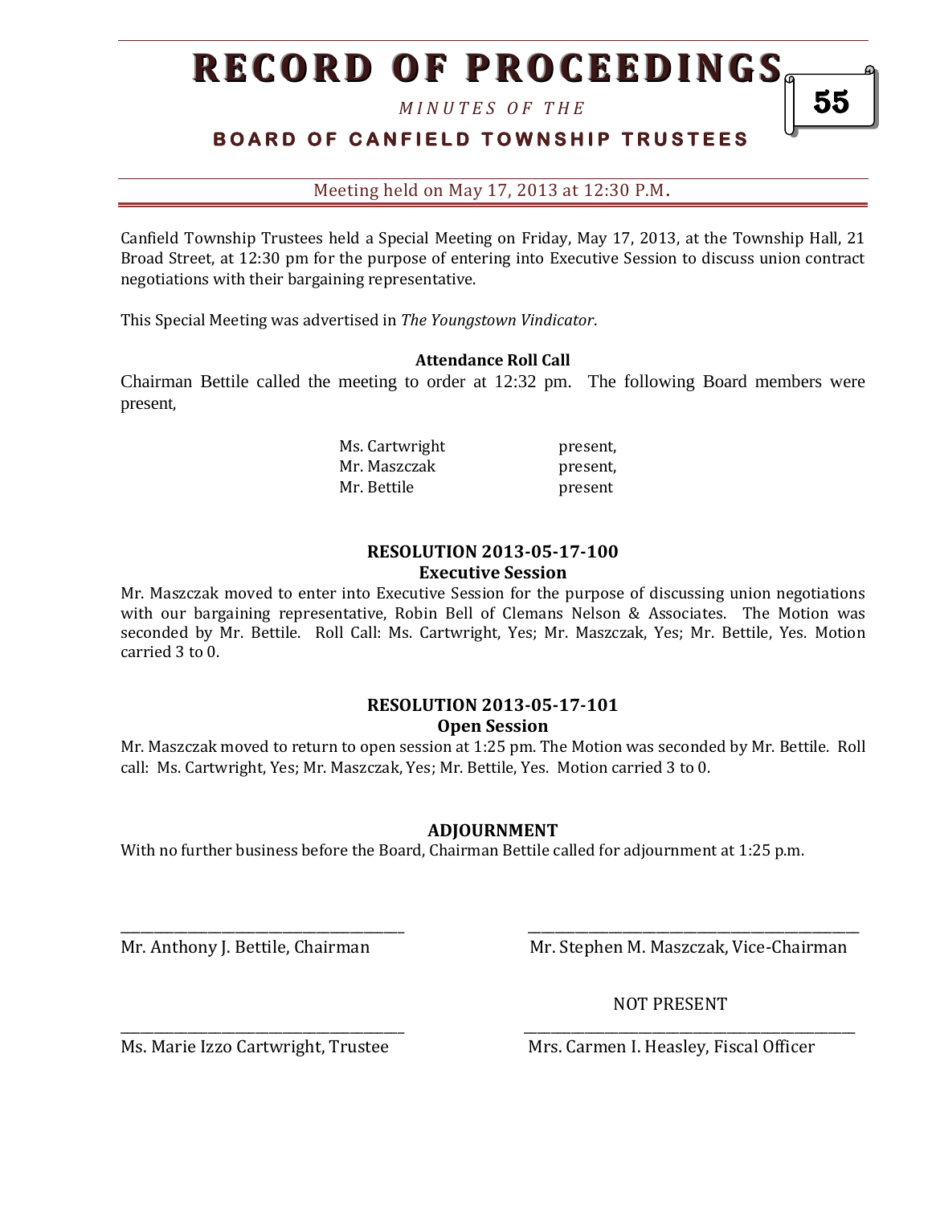# RECORD OF PROCEEDINGS

*MINUTES OF THE*

## BOARD OF CANFIELD TOWNSHIP TRUSTEES

Meeting held on May 17, 2013 at 12:30 P.M.

Canfield Township Trustees held a Special Meeting on Friday, May 17, 2013, at the Township Hall, 21 Broad Street, at 12:30 pm for the purpose of entering into Executive Session to discuss union contract negotiations with their bargaining representative.

This Special Meeting was advertised in *The Youngstown Vindicator*.

**Attendance Roll Call**

Chairman Bettile called the meeting to order at 12:32 pm. The following Board members were present,

| | |
|---|---|
| Ms. Cartwright | present, |
| Mr. Maszczak | present, |
| Mr. Bettile | present |

**RESOLUTION 2013-05-17-100**
**Executive Session**

Mr. Maszczak moved to enter into Executive Session for the purpose of discussing union negotiations with our bargaining representative, Robin Bell of Clemans Nelson & Associates. The Motion was seconded by Mr. Bettile. Roll Call: Ms. Cartwright, Yes; Mr. Maszczak, Yes; Mr. Bettile, Yes. Motion carried 3 to 0.

**RESOLUTION 2013-05-17-101**
**Open Session**

Mr. Maszczak moved to return to open session at 1:25 pm. The Motion was seconded by Mr. Bettile. Roll call: Ms. Cartwright, Yes; Mr. Maszczak, Yes; Mr. Bettile, Yes. Motion carried 3 to 0.

**ADJOURNMENT**

With no further business before the Board, Chairman Bettile called for adjournment at 1:25 p.m.

_______________________________________
Mr. Anthony J. Bettile, Chairman

_______________________________________
Mr. Stephen M. Maszczak, Vice-Chairman

_______________________________________
Ms. Marie Izzo Cartwright, Trustee

NOT PRESENT
_______________________________________
Mrs. Carmen I. Heasley, Fiscal Officer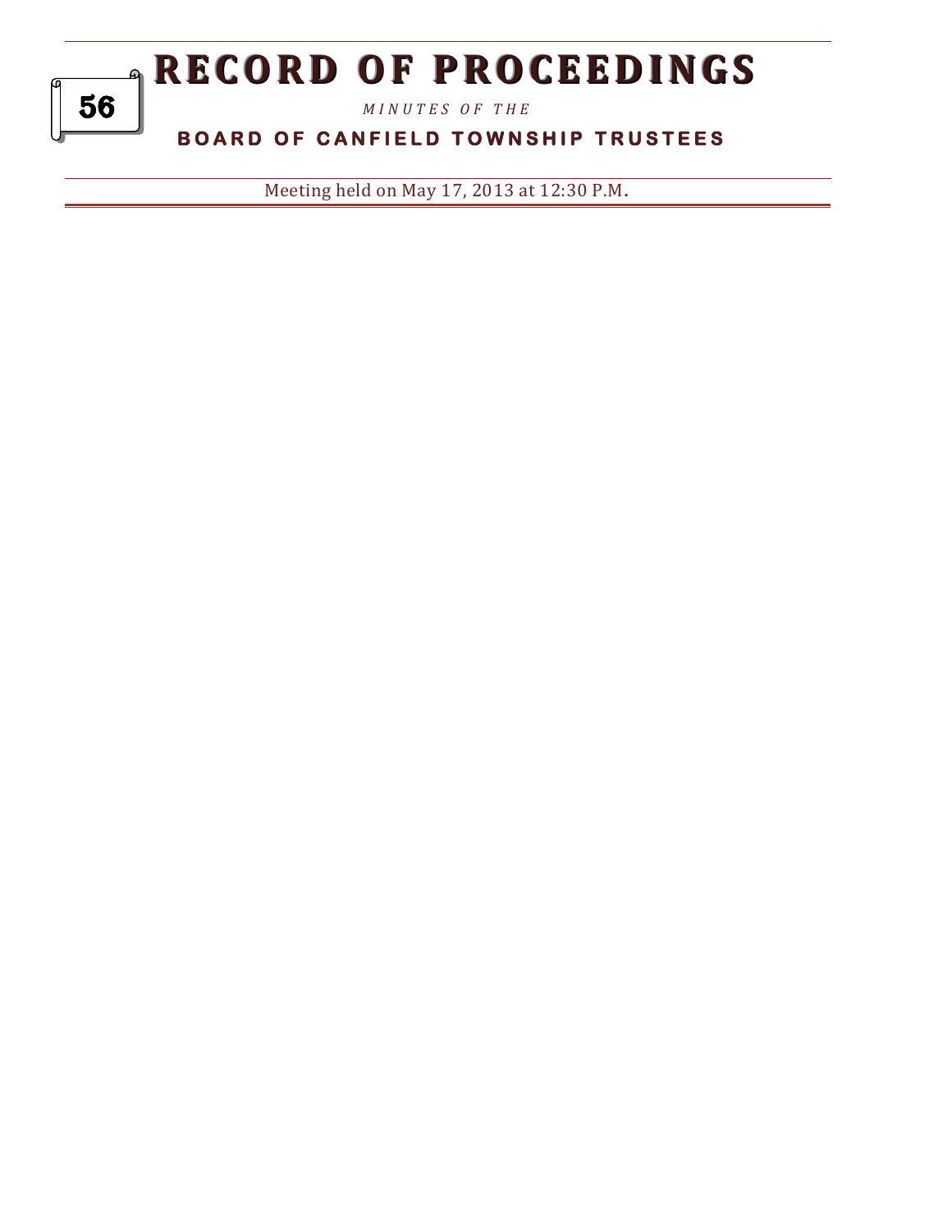# RECORD OF PROCEEDINGS

*MINUTES OF THE*

**BOARD OF CANFIELD TOWNSHIP TRUSTEES**

Meeting held on May 17, 2013 at 12:30 P.M.